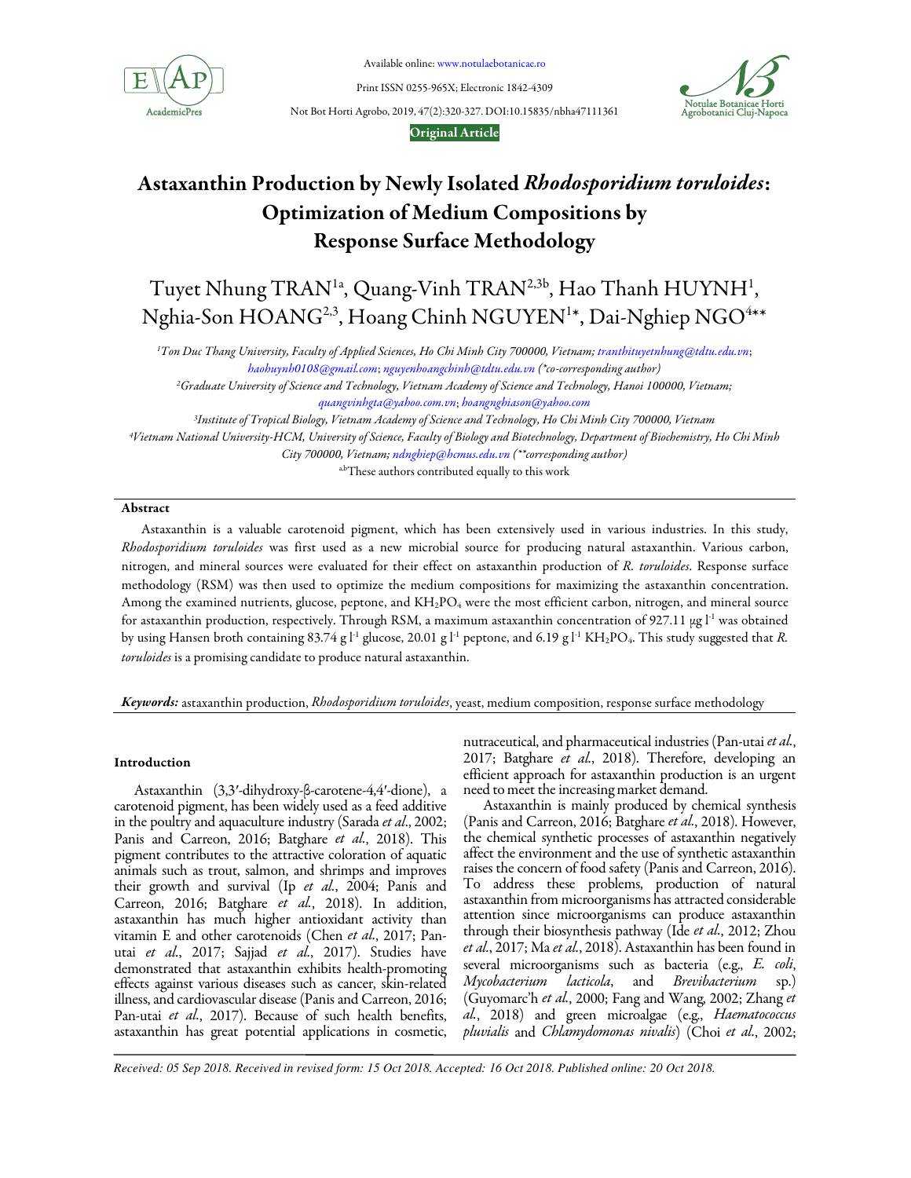Original Article

# Astaxanthin Production by Newly Isolated *Rhodosporidium toruloides*: Optimization of Medium Compositions by Response Surface Methodology

Tuyet Nhung TRAN[1a], Quang-Vinh TRAN[2,3b], Hao Thanh HUYNH[1], Nghia-Son HOANG[2,3], Hoang Chinh NGUYEN[1*], Dai-Nghiep NGO[4**]

[1]*Ton Duc Thang University, Faculty of Applied Sciences, Ho Chi Minh City 700000, Vietnam; tranthituyetnhung@tdtu.edu.vn; haohuynh0108@gmail.com; nguyenhoangchinh@tdtu.edu.vn (\*co-corresponding author)*

[2]*Graduate University of Science and Technology, Vietnam Academy of Science and Technology, Hanoi 100000, Vietnam; quangvinhgta@yahoo.com.vn; hoangnghiason@yahoo.com*

[3]*Institute of Tropical Biology, Vietnam Academy of Science and Technology, Ho Chi Minh City 700000, Vietnam*

[4]*Vietnam National University-HCM, University of Science, Faculty of Biology and Biotechnology, Department of Biochemistry, Ho Chi Minh City 700000, Vietnam; ndnghiep@hcmus.edu.vn (\*\*corresponding author)*

[a,b]These authors contributed equally to this work

## Abstract

Astaxanthin is a valuable carotenoid pigment, which has been extensively used in various industries. In this study, *Rhodosporidium toruloides* was first used as a new microbial source for producing natural astaxanthin. Various carbon, nitrogen, and mineral sources were evaluated for their effect on astaxanthin production of *R. toruloides*. Response surface methodology (RSM) was then used to optimize the medium compositions for maximizing the astaxanthin concentration. Among the examined nutrients, glucose, peptone, and $KH_2PO_4$ were the most efficient carbon, nitrogen, and mineral source for astaxanthin production, respectively. Through RSM, a maximum astaxanthin concentration of 927.11 μg $l^{-1}$ was obtained by using Hansen broth containing 83.74 g $l^{-1}$ glucose, 20.01 g $l^{-1}$ peptone, and 6.19 g $l^{-1}$ $KH_2PO_4$. This study suggested that *R. toruloides* is a promising candidate to produce natural astaxanthin.

***Keywords:*** astaxanthin production, *Rhodosporidium toruloides*, yeast, medium composition, response surface methodology

## Introduction

Astaxanthin (3,3′-dihydroxy-β-carotene-4,4′-dione), a carotenoid pigment, has been widely used as a feed additive in the poultry and aquaculture industry (Sarada *et al*., 2002; Panis and Carreon, 2016; Batghare *et al*., 2018). This pigment contributes to the attractive coloration of aquatic animals such as trout, salmon, and shrimps and improves their growth and survival (Ip *et al*., 2004; Panis and Carreon, 2016; Batghare *et al*., 2018). In addition, astaxanthin has much higher antioxidant activity than vitamin E and other carotenoids (Chen *et al*., 2017; Pan-utai *et al*., 2017; Sajjad *et al*., 2017). Studies have demonstrated that astaxanthin exhibits health-promoting effects against various diseases such as cancer, skin-related illness, and cardiovascular disease (Panis and Carreon, 2016; Pan-utai *et al*., 2017). Because of such health benefits, astaxanthin has great potential applications in cosmetic, nutraceutical, and pharmaceutical industries (Pan-utai *et al*., 2017; Batghare *et al*., 2018). Therefore, developing an efficient approach for astaxanthin production is an urgent need to meet the increasing market demand.

Astaxanthin is mainly produced by chemical synthesis (Panis and Carreon, 2016; Batghare *et al*., 2018). However, the chemical synthetic processes of astaxanthin negatively affect the environment and the use of synthetic astaxanthin raises the concern of food safety (Panis and Carreon, 2016). To address these problems, production of natural astaxanthin from microorganisms has attracted considerable attention since microorganisms can produce astaxanthin through their biosynthesis pathway (Ide *et al*., 2012; Zhou *et al*., 2017; Ma *et al*., 2018). Astaxanthin has been found in several microorganisms such as bacteria (e.g., *E. coli*, *Mycobacterium lacticola*, and *Brevibacterium* sp.) (Guyomarc'h *et al*., 2000; Fang and Wang, 2002; Zhang *et al*., 2018) and green microalgae (e.g., *Haematococcus pluvialis* and *Chlamydomonas nivalis*) (Choi *et al*., 2002;

*Received: 05 Sep 2018. Received in revised form: 15 Oct 2018. Accepted: 16 Oct 2018. Published online: 20 Oct 2018.*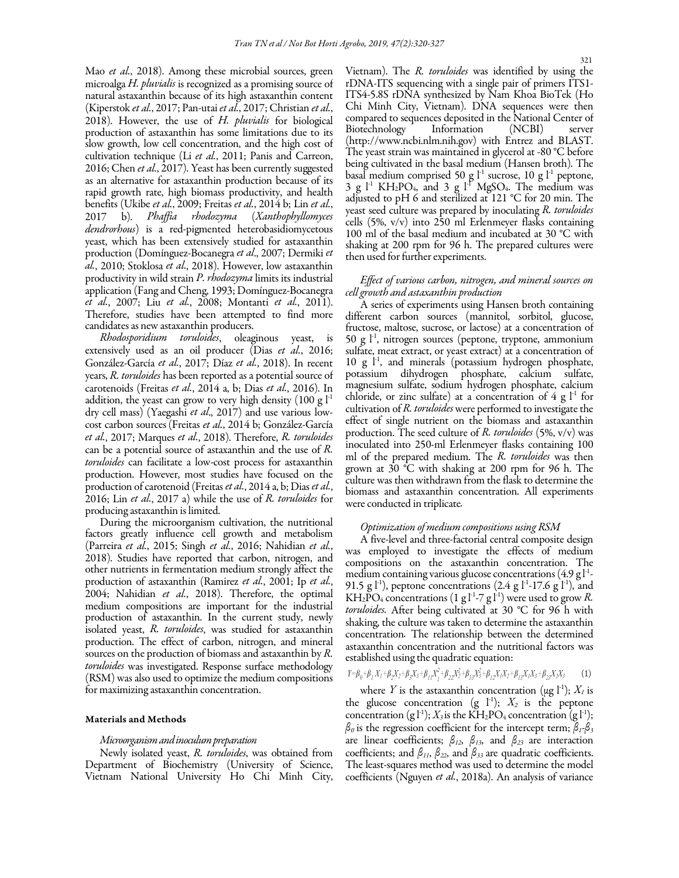Mao *et al*., 2018). Among these microbial sources, green microalga *H. pluvialis* is recognized as a promising source of natural astaxanthin because of its high astaxanthin content (Kiperstok *et al*., 2017; Pan-utai *et al*., 2017; Christian *et al*., 2018). However, the use of *H. pluvialis* for biological production of astaxanthin has some limitations due to its slow growth, low cell concentration, and the high cost of cultivation technique (Li *et al*., 2011; Panis and Carreon, 2016; Chen *et al*., 2017). Yeast has been currently suggested as an alternative for astaxanthin production because of its rapid growth rate, high biomass productivity, and health benefits (Ukibe *et al*., 2009; Freitas *et al*., 2014 b; Lin *et al*., 2017 b). *Phaffia rhodozyma* (*Xanthophyllomyces dendrorhous*) is a red-pigmented heterobasidiomycetous yeast, which has been extensively studied for astaxanthin production (Domínguez-Bocanegra *et al*., 2007; Dermiki *et al*., 2010; Stoklosa *et al*., 2018). However, low astaxanthin productivity in wild strain *P. rhodozyma* limits its industrial application (Fang and Cheng, 1993; Domínguez-Bocanegra *et al*., 2007; Liu *et al*., 2008; Montanti *et al*., 2011). Therefore, studies have been attempted to find more candidates as new astaxanthin producers.

*Rhodosporidium toruloides*, oleaginous yeast, is extensively used as an oil producer (Dias *et al*., 2016; González-García *et al*., 2017; Díaz *et al*., 2018). In recent years, *R. toruloides* has been reported as a potential source of carotenoids (Freitas *et al*., 2014 a, b; Dias *et al*., 2016). In addition, the yeast can grow to very high density (100 g $l^{-1}$ dry cell mass) (Yaegashi *et al*., 2017) and use various low-cost carbon sources (Freitas *et al*., 2014 b; González-García *et al*., 2017; Marques *et al*., 2018). Therefore, *R. toruloides* can be a potential source of astaxanthin and the use of *R. toruloides* can facilitate a low-cost process for astaxanthin production. However, most studies have focused on the production of carotenoid (Freitas *et al*., 2014 a, b; Dias *et al*., 2016; Lin *et al*., 2017 a) while the use of *R. toruloides* for producing astaxanthin is limited.

During the microorganism cultivation, the nutritional factors greatly influence cell growth and metabolism (Parreira *et al*., 2015; Singh *et al*., 2016; Nahidian *et al*., 2018). Studies have reported that carbon, nitrogen, and other nutrients in fermentation medium strongly affect the production of astaxanthin (Ramirez *et al*., 2001; Ip *et al*., 2004; Nahidian *et al*., 2018). Therefore, the optimal medium compositions are important for the industrial production of astaxanthin. In the current study, newly isolated yeast, *R. toruloides*, was studied for astaxanthin production. The effect of carbon, nitrogen, and mineral sources on the production of biomass and astaxanthin by *R. toruloides* was investigated. Response surface methodology (RSM) was also used to optimize the medium compositions for maximizing astaxanthin concentration.

## Materials and Methods

### *Microorganism and inoculum preparation*

Newly isolated yeast, *R. toruloides*, was obtained from Department of Biochemistry (University of Science, Vietnam National University Ho Chi Minh City, Vietnam). The *R. toruloides* was identified by using the rDNA-ITS sequencing with a single pair of primers ITS1-ITS4-5.8S rDNA synthesized by Nam Khoa BioTek (Ho Chi Minh City, Vietnam). DNA sequences were then compared to sequences deposited in the National Center of Biotechnology Information (NCBI) server (http://www.ncbi.nlm.nih.gov) with Entrez and BLAST. The yeast strain was maintained in glycerol at -80 °C before being cultivated in the basal medium (Hansen broth). The basal medium comprised 50 g $l^{-1}$ sucrose, 10 g $l^{-1}$ peptone, 3 g $l^{-1}$ $KH_2PO_4$, and 3 g $l^{-1}$ $MgSO_4$. The medium was adjusted to pH 6 and sterilized at 121 °C for 20 min. The yeast seed culture was prepared by inoculating *R. toruloides* cells (5%, v/v) into 250 ml Erlenmeyer flasks containing 100 ml of the basal medium and incubated at 30 °C with shaking at 200 rpm for 96 h. The prepared cultures were then used for further experiments.

### *Effect of various carbon, nitrogen, and mineral sources on cell growth and astaxanthin production*

A series of experiments using Hansen broth containing different carbon sources (mannitol, sorbitol, glucose, fructose, maltose, sucrose, or lactose) at a concentration of 50 g $l^{-1}$, nitrogen sources (peptone, tryptone, ammonium sulfate, meat extract, or yeast extract) at a concentration of 10 g $l^{-1}$, and minerals (potassium hydrogen phosphate, potassium dihydrogen phosphate, calcium sulfate, magnesium sulfate, sodium hydrogen phosphate, calcium chloride, or zinc sulfate) at a concentration of 4 g $l^{-1}$ for cultivation of *R. toruloides* were performed to investigate the effect of single nutrient on the biomass and astaxanthin production. The seed culture of *R. toruloides* (5%, v/v) was inoculated into 250-ml Erlenmeyer flasks containing 100 ml of the prepared medium. The *R. toruloides* was then grown at 30 °C with shaking at 200 rpm for 96 h. The culture was then withdrawn from the flask to determine the biomass and astaxanthin concentration. All experiments were conducted in triplicate.

### *Optimization of medium compositions using RSM*

A five-level and three-factorial central composite design was employed to investigate the effects of medium compositions on the astaxanthin concentration. The medium containing various glucose concentrations (4.9 g $l^{-1}$-91.5 g $l^{-1}$), peptone concentrations (2.4 g $l^{-1}$-17.6 g $l^{-1}$), and $KH_2PO_4$ concentrations (1 g $l^{-1}$-7 g $l^{-1}$) were used to grow *R. toruloides*. After being cultivated at 30 °C for 96 h with shaking, the culture was taken to determine the astaxanthin concentration. The relationship between the determined astaxanthin concentration and the nutritional factors was established using the quadratic equation:

$$Y=\beta_0+\beta_1 X_1+\beta_2 X_2+\beta_3 X_3+\beta_{11} X_1^2+\beta_{22} X_2^2+\beta_{33} X_3^2+\beta_{12} X_1 X_2+\beta_{13} X_1 X_3+\beta_{23} X_2 X_3 \quad (1)$$

where $Y$ is the astaxanthin concentration (μg $l^{-1}$); $X_1$ is the glucose concentration (g $l^{-1}$); $X_2$ is the peptone concentration (g $l^{-1}$); $X_3$ is the $KH_2PO_4$ concentration (g $l^{-1}$); $\beta_0$ is the regression coefficient for the intercept term; $\beta_1$-$\beta_3$ are linear coefficients; $\beta_{12}$, $\beta_{13}$, and $\beta_{23}$ are interaction coefficients; and $\beta_{11}$, $\beta_{22}$, and $\beta_{33}$ are quadratic coefficients. The least-squares method was used to determine the model coefficients (Nguyen *et al*., 2018a). An analysis of variance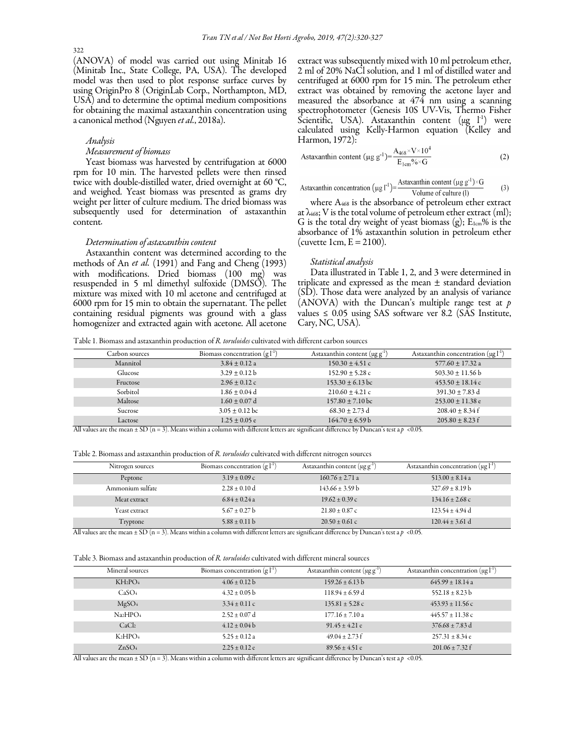(ANOVA) of model was carried out using Minitab 16 (Minitab Inc., State College, PA, USA). The developed model was then used to plot response surface curves by using OriginPro 8 (OriginLab Corp., Northampton, MD, USA) and to determine the optimal medium compositions for obtaining the maximal astaxanthin concentration using a canonical method (Nguyen *et al.*, 2018a).

### *Analysis*

#### *Measurement of biomass*

Yeast biomass was harvested by centrifugation at 6000 rpm for 10 min. The harvested pellets were then rinsed twice with double-distilled water, dried overnight at 60 °C, and weighed. Yeast biomass was presented as grams dry weight per litter of culture medium. The dried biomass was subsequently used for determination of astaxanthin content.

#### *Determination of astaxanthin content*

Astaxanthin content was determined according to the methods of An *et al.* (1991) and Fang and Cheng (1993) with modifications. Dried biomass (100 mg) was resuspended in 5 ml dimethyl sulfoxide (DMSO). The mixture was mixed with 10 ml acetone and centrifuged at 6000 rpm for 15 min to obtain the supernatant. The pellet containing residual pigments was ground with a glass homogenizer and extracted again with acetone. All acetone extract was subsequently mixed with 10 ml petroleum ether, 2 ml of 20% NaCl solution, and 1 ml of distilled water and centrifuged at 6000 rpm for 15 min. The petroleum ether extract was obtained by removing the acetone layer and measured the absorbance at 474 nm using a scanning spectrophotometer (Genesis 10S UV-Vis, Thermo Fisher Scientific, USA). Astaxanthin content (μg $l^{-1}$) were calculated using Kelly-Harmon equation (Kelley and Harmon, 1972):

$$\text{Astaxanthin content } (\mu g\ g^{-1}) = \frac{A_{468} \times V \times 10^4}{E_{1cm}\% \times G} \quad (2)$$

$$\text{Astaxanthin concentration } (\mu g\ l^{-1}) = \frac{\text{Astaxanthin content } (\mu g\ g^{-1}) \times G}{\text{Volume of culture (l)}} \quad (3)$$

where $A_{468}$ is the absorbance of petroleum ether extract at $\lambda_{468}$; V is the total volume of petroleum ether extract (ml); G is the total dry weight of yeast biomass (g); $E_{1cm}\%$ is the absorbance of 1% astaxanthin solution in petroleum ether (cuvette 1cm, E = 2100).

#### *Statistical analysis*

Data illustrated in Table 1, 2, and 3 were determined in triplicate and expressed as the mean ± standard deviation (SD). Those data were analyzed by an analysis of variance (ANOVA) with the Duncan's multiple range test at $p$ values ≤ 0.05 using SAS software ver 8.2 (SAS Institute, Cary, NC, USA).

Table 1. Biomass and astaxanthin production of *R. toruloides* cultivated with different carbon sources

| Carbon sources | Biomass concentration ($g\ l^{-1}$) | Astaxanthin content ($\mu g\ g^{-1}$) | Astaxanthin concentration ($\mu g\ l^{-1}$) |
|---|---|---|---|
| Mannitol | 3.84 ± 0.12 a | 150.30 ± 4.51 c | 577.60 ± 17.32 a |
| Glucose | 3.29 ± 0.12 b | 152.90 ± 5.28 c | 503.30 ± 11.56 b |
| Fructose | 2.96 ± 0.12 c | 153.30 ± 6.13 bc | 453.50 ± 18.14 c |
| Sorbitol | 1.86 ± 0.04 d | 210.60 ± 4.21 c | 391.30 ± 7.83 d |
| Maltose | 1.60 ± 0.07 d | 157.80 ± 7.10 bc | 253.00 ± 11.38 e |
| Sucrose | 3.05 ± 0.12 bc | 68.30 ± 2.73 d | 208.40 ± 8.34 f |
| Lactose | 1.25 ± 0.05 e | 164.70 ± 6.59 b | 205.80 ± 8.23 f |

All values are the mean ± SD (n = 3). Means within a column with different letters are significant difference by Duncan's test a $p$ <0.05.

Table 2. Biomass and astaxanthin production of *R. toruloides* cultivated with different nitrogen sources

| Nitrogen sources | Biomass concentration ($g\ l^{-1}$) | Astaxanthin content ($\mu g\ g^{-1}$) | Astaxanthin concentration ($\mu g\ l^{-1}$) |
|---|---|---|---|
| Peptone | 3.19 ± 0.09 c | 160.76 ± 2.71 a | 513.00 ± 8.14 a |
| Ammonium sulfate | 2.28 ± 0.10 d | 143.66 ± 3.59 b | 327.69 ± 8.19 b |
| Meat extract | 6.84 ± 0.24 a | 19.62 ± 0.39 c | 134.16 ± 2.68 c |
| Yeast extract | 5.67 ± 0.27 b | 21.80 ± 0.87 c | 123.54 ± 4.94 d |
| Tryptone | 5.88 ± 0.11 b | 20.50 ± 0.61 c | 120.44 ± 3.61 d |

All values are the mean ± SD (n = 3). Means within a column with different letters are significant difference by Duncan's test a $p$ <0.05.

Table 3. Biomass and astaxanthin production of *R. toruloides* cultivated with different mineral sources

| Mineral sources | Biomass concentration ($g\ l^{-1}$) | Astaxanthin content ($\mu g\ g^{-1}$) | Astaxanthin concentration ($\mu g\ l^{-1}$) |
|---|---|---|---|
| $KH_2PO_4$ | 4.06 ± 0.12 b | 159.26 ± 6.13 b | 645.99 ± 18.14 a |
| $CaSO_4$ | 4.32 ± 0.05 b | 118.94 ± 6.59 d | 552.18 ± 8.23 b |
| $MgSO_4$ | 3.34 ± 0.11 c | 135.81 ± 5.28 c | 453.93 ± 11.56 c |
| $Na_2HPO_4$ | 2.52 ± 0.07 d | 177.16 ± 7.10 a | 445.57 ± 11.38 c |
| $CaCl_2$ | 4.12 ± 0.04 b | 91.45 ± 4.21 e | 376.68 ± 7.83 d |
| $K_2HPO_4$ | 5.25 ± 0.12 a | 49.04 ± 2.73 f | 257.31 ± 8.34 e |
| $ZnSO_4$ | 2.25 ± 0.12 e | 89.56 ± 4.51 e | 201.06 ± 7.32 f |

All values are the mean ± SD (n = 3). Means within a column with different letters are significant difference by Duncan's test a $p$ <0.05.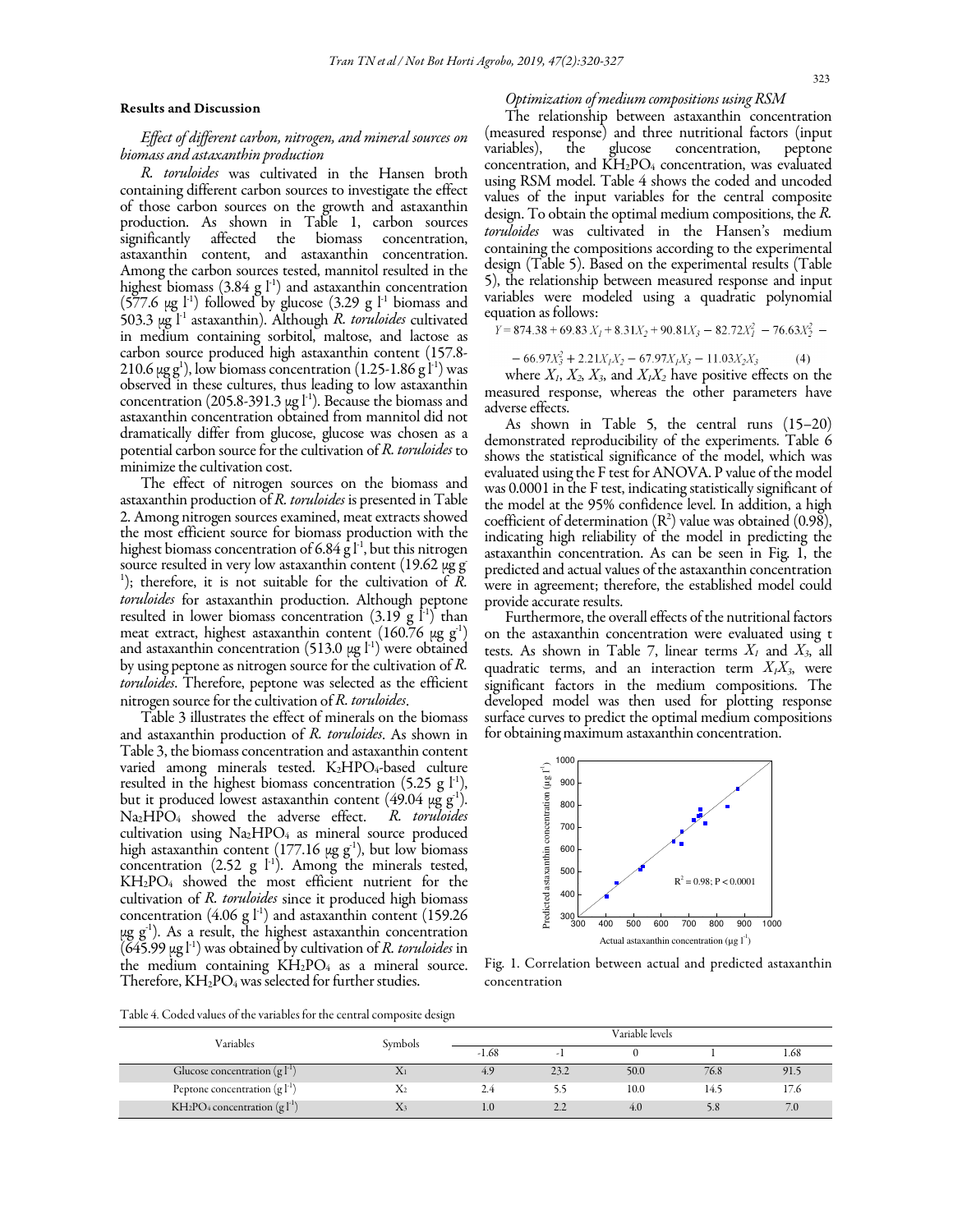### Results and Discussion

#### *Effect of different carbon, nitrogen, and mineral sources on biomass and astaxanthin production*

*R. toruloides* was cultivated in the Hansen broth containing different carbon sources to investigate the effect of those carbon sources on the growth and astaxanthin production. As shown in Table 1, carbon sources significantly affected the biomass concentration, astaxanthin content, and astaxanthin concentration. Among the carbon sources tested, mannitol resulted in the highest biomass (3.84 g $l^{-1}$) and astaxanthin concentration (577.6 μg $l^{-1}$) followed by glucose (3.29 g $l^{-1}$ biomass and 503.3 μg $l^{-1}$ astaxanthin). Although *R. toruloides* cultivated in medium containing sorbitol, maltose, and lactose as carbon source produced high astaxanthin content (157.8-210.6 μg $g^{-1}$), low biomass concentration (1.25-1.86 g $l^{-1}$) was observed in these cultures, thus leading to low astaxanthin concentration (205.8-391.3 μg $l^{-1}$). Because the biomass and astaxanthin concentration obtained from mannitol did not dramatically differ from glucose, glucose was chosen as a potential carbon source for the cultivation of *R. toruloides* to minimize the cultivation cost.

The effect of nitrogen sources on the biomass and astaxanthin production of *R. toruloides* is presented in Table 2. Among nitrogen sources examined, meat extracts showed the most efficient source for biomass production with the highest biomass concentration of 6.84 g $l^{-1}$, but this nitrogen source resulted in very low astaxanthin content (19.62 μg $g^{-1}$); therefore, it is not suitable for the cultivation of *R. toruloides* for astaxanthin production. Although peptone resulted in lower biomass concentration (3.19 g $l^{-1}$) than meat extract, highest astaxanthin content (160.76 μg $g^{-1}$) and astaxanthin concentration (513.0 μg $l^{-1}$) were obtained by using peptone as nitrogen source for the cultivation of *R. toruloides*. Therefore, peptone was selected as the efficient nitrogen source for the cultivation of *R. toruloides*.

Table 3 illustrates the effect of minerals on the biomass and astaxanthin production of *R. toruloides*. As shown in Table 3, the biomass concentration and astaxanthin content varied among minerals tested. $K_2HPO_4$-based culture resulted in the highest biomass concentration (5.25 g $l^{-1}$), but it produced lowest astaxanthin content (49.04 μg $g^{-1}$). $Na_2HPO_4$ showed the adverse effect. *R. toruloides* cultivation using $Na_2HPO_4$ as mineral source produced high astaxanthin content (177.16 μg $g^{-1}$), but low biomass concentration (2.52 g $l^{-1}$). Among the minerals tested, $KH_2PO_4$ showed the most efficient nutrient for the cultivation of *R. toruloides* since it produced high biomass concentration (4.06 g $l^{-1}$) and astaxanthin content (159.26 μg $g^{-1}$). As a result, the highest astaxanthin concentration (645.99 μg $l^{-1}$) was obtained by cultivation of *R. toruloides* in the medium containing $KH_2PO_4$ as a mineral source. Therefore, $KH_2PO_4$ was selected for further studies.

#### *Optimization of medium compositions using RSM*

The relationship between astaxanthin concentration (measured response) and three nutritional factors (input variables), the glucose concentration, peptone concentration, and $KH_2PO_4$ concentration, was evaluated using RSM model. Table 4 shows the coded and uncoded values of the input variables for the central composite design. To obtain the optimal medium compositions, the *R. toruloides* was cultivated in the Hansen's medium containing the compositions according to the experimental design (Table 5). Based on the experimental results (Table 5), the relationship between measured response and input variables were modeled using a quadratic polynomial equation as follows:

$$Y = 874.38 + 69.83X_1 + 8.31X_2 + 90.81X_3 - 82.72X_1^2 - 76.63X_2^2 - 66.97X_3^2 + 2.21X_1X_2 - 67.97X_1X_3 - 11.03X_2X_3 \quad (4)$$

where $X_1$, $X_2$, $X_3$, and $X_1X_2$ have positive effects on the measured response, whereas the other parameters have adverse effects.

As shown in Table 5, the central runs (15–20) demonstrated reproducibility of the experiments. Table 6 shows the statistical significance of the model, which was evaluated using the F test for ANOVA. P value of the model was 0.0001 in the F test, indicating statistically significant of the model at the 95% confidence level. In addition, a high coefficient of determination ($R^2$) value was obtained (0.98), indicating high reliability of the model in predicting the astaxanthin concentration. As can be seen in Fig. 1, the predicted and actual values of the astaxanthin concentration were in agreement; therefore, the established model could provide accurate results.

Furthermore, the overall effects of the nutritional factors on the astaxanthin concentration were evaluated using t tests. As shown in Table 7, linear terms $X_1$ and $X_3$, all quadratic terms, and an interaction term $X_1X_3$, were significant factors in the medium compositions. The developed model was then used for plotting response surface curves to predict the optimal medium compositions for obtaining maximum astaxanthin concentration.

Fig. 1. Correlation between actual and predicted astaxanthin concentration

Table 4. Coded values of the variables for the central composite design

| Variables | Symbols | Variable levels | | | | |
|---|---|---|---|---|---|---|
| | | -1.68 | -1 | 0 | 1 | 1.68 |
| Glucose concentration (g $l^{-1}$) | $X_1$ | 4.9 | 23.2 | 50.0 | 76.8 | 91.5 |
| Peptone concentration (g $l^{-1}$) | $X_2$ | 2.4 | 5.5 | 10.0 | 14.5 | 17.6 |
| $KH_2PO_4$ concentration (g $l^{-1}$) | $X_3$ | 1.0 | 2.2 | 4.0 | 5.8 | 7.0 |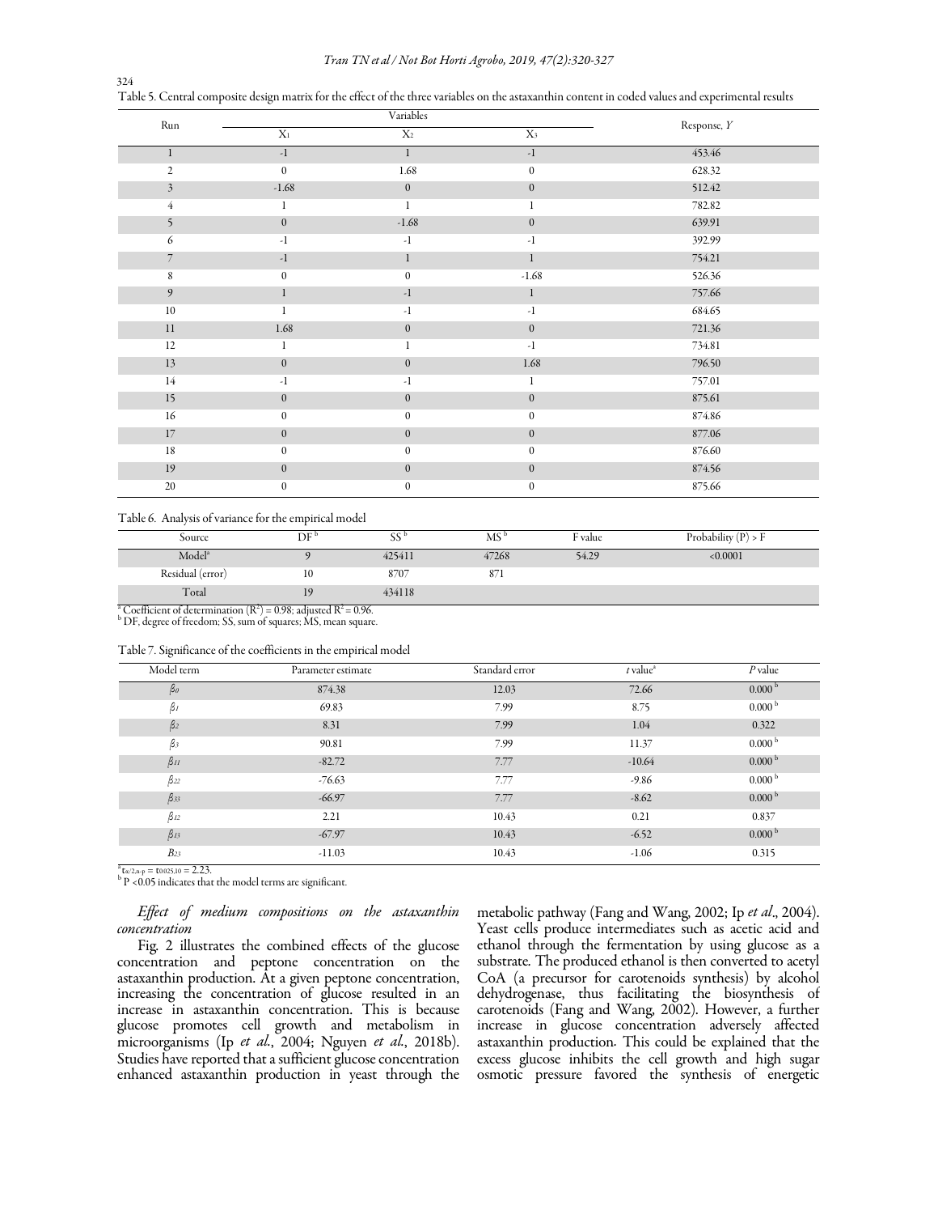Table 5. Central composite design matrix for the effect of the three variables on the astaxanthin content in coded values and experimental results

| Run | Variables | | | Response, $Y$ |
|---|---|---|---|---|
| | $X_1$ | $X_2$ | $X_3$ | |
| 1 | -1 | 1 | -1 | 453.46 |
| 2 | 0 | 1.68 | 0 | 628.32 |
| 3 | -1.68 | 0 | 0 | 512.42 |
| 4 | 1 | 1 | 1 | 782.82 |
| 5 | 0 | -1.68 | 0 | 639.91 |
| 6 | -1 | -1 | -1 | 392.99 |
| 7 | -1 | 1 | 1 | 754.21 |
| 8 | 0 | 0 | -1.68 | 526.36 |
| 9 | 1 | -1 | 1 | 757.66 |
| 10 | 1 | -1 | -1 | 684.65 |
| 11 | 1.68 | 0 | 0 | 721.36 |
| 12 | 1 | 1 | -1 | 734.81 |
| 13 | 0 | 0 | 1.68 | 796.50 |
| 14 | -1 | -1 | 1 | 757.01 |
| 15 | 0 | 0 | 0 | 875.61 |
| 16 | 0 | 0 | 0 | 874.86 |
| 17 | 0 | 0 | 0 | 877.06 |
| 18 | 0 | 0 | 0 | 876.60 |
| 19 | 0 | 0 | 0 | 874.56 |
| 20 | 0 | 0 | 0 | 875.66 |

Table 6. Analysis of variance for the empirical model

| Source | DF [b] | SS [b] | MS [b] | F value | Probability (P) > F |
|---|---|---|---|---|---|
| Model[a] | 9 | 425411 | 47268 | 54.29 | <0.0001 |
| Residual (error) | 10 | 8707 | 871 | | |
| Total | 19 | 434118 | | | |

[a] Coefficient of determination ($R^2$) = 0.98; adjusted $R^2$ = 0.96.
[b] DF, degree of freedom; SS, sum of squares; MS, mean square.

Table 7. Significance of the coefficients in the empirical model

| Model term | Parameter estimate | Standard error | $t$ value[a] | $P$ value |
|---|---|---|---|---|
| $\beta_0$ | 874.38 | 12.03 | 72.66 | 0.000 [b] |
| $\beta_1$ | 69.83 | 7.99 | 8.75 | 0.000 [b] |
| $\beta_2$ | 8.31 | 7.99 | 1.04 | 0.322 |
| $\beta_3$ | 90.81 | 7.99 | 11.37 | 0.000 [b] |
| $\beta_{11}$ | -82.72 | 7.77 | -10.64 | 0.000 [b] |
| $\beta_{22}$ | -76.63 | 7.77 | -9.86 | 0.000 [b] |
| $\beta_{33}$ | -66.97 | 7.77 | -8.62 | 0.000 [b] |
| $\beta_{12}$ | 2.21 | 10.43 | 0.21 | 0.837 |
| $\beta_{13}$ | -67.97 | 10.43 | -6.52 | 0.000 [b] |
| $B_{23}$ | -11.03 | 10.43 | -1.06 | 0.315 |

[a] $t_{\alpha/2,n-p} = t_{0.025,10} = 2.23$.
[b] $P < 0.05$ indicates that the model terms are significant.

### *Effect of medium compositions on the astaxanthin concentration*

Fig. 2 illustrates the combined effects of the glucose concentration and peptone concentration on the astaxanthin production. At a given peptone concentration, increasing the concentration of glucose resulted in an increase in astaxanthin concentration. This is because glucose promotes cell growth and metabolism in microorganisms (Ip *et al.*, 2004; Nguyen *et al.*, 2018b). Studies have reported that a sufficient glucose concentration enhanced astaxanthin production in yeast through the metabolic pathway (Fang and Wang, 2002; Ip *et al.*, 2004). Yeast cells produce intermediates such as acetic acid and ethanol through the fermentation by using glucose as a substrate. The produced ethanol is then converted to acetyl CoA (a precursor for carotenoids synthesis) by alcohol dehydrogenase, thus facilitating the biosynthesis of carotenoids (Fang and Wang, 2002). However, a further increase in glucose concentration adversely affected astaxanthin production. This could be explained that the excess glucose inhibits the cell growth and high sugar osmotic pressure favored the synthesis of energetic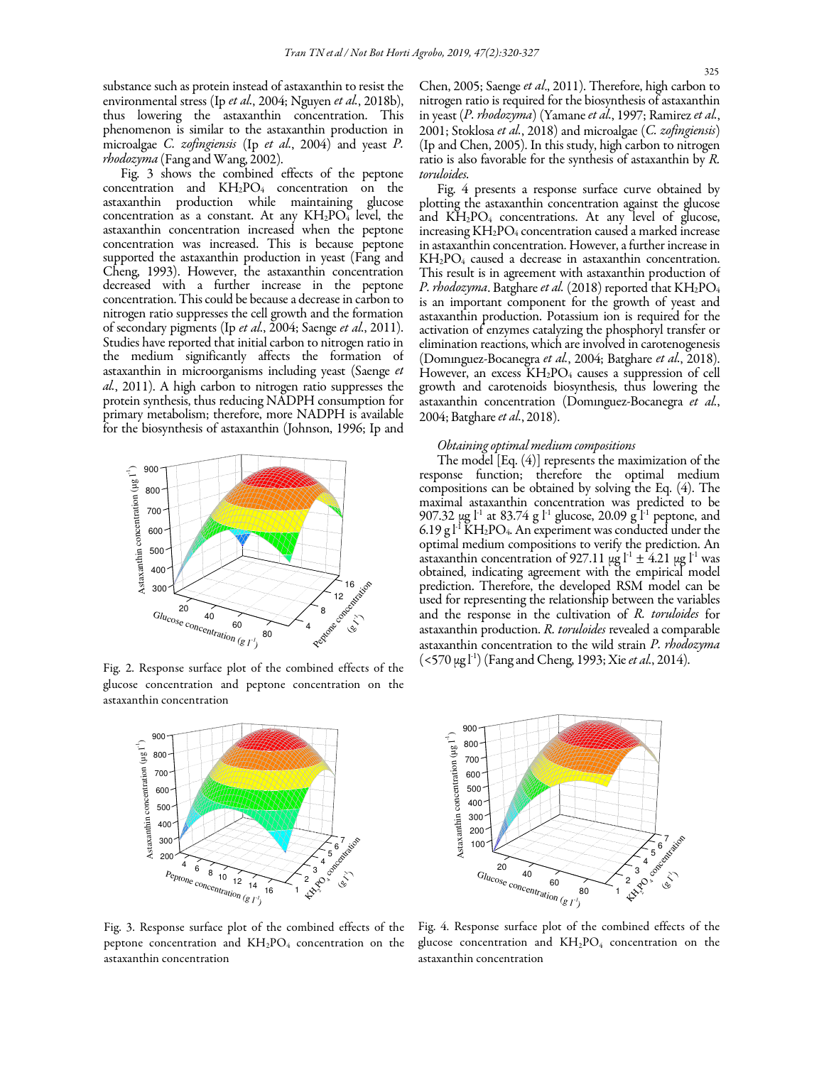substance such as protein instead of astaxanthin to resist the environmental stress (Ip *et al.*, 2004; Nguyen *et al.*, 2018b), thus lowering the astaxanthin concentration. This phenomenon is similar to the astaxanthin production in microalgae *C. zofingiensis* (Ip *et al.*, 2004) and yeast *P. rhodozyma* (Fang and Wang, 2002).

Fig. 3 shows the combined effects of the peptone concentration and $KH_2PO_4$ concentration on the astaxanthin production while maintaining glucose concentration as a constant. At any $KH_2PO_4$ level, the astaxanthin concentration increased when the peptone concentration was increased. This is because peptone supported the astaxanthin production in yeast (Fang and Cheng, 1993). However, the astaxanthin concentration decreased with a further increase in the peptone concentration. This could be because a decrease in carbon to nitrogen ratio suppresses the cell growth and the formation of secondary pigments (Ip *et al.*, 2004; Saenge *et al.*, 2011). Studies have reported that initial carbon to nitrogen ratio in the medium significantly affects the formation of astaxanthin in microorganisms including yeast (Saenge *et al.*, 2011). A high carbon to nitrogen ratio suppresses the protein synthesis, thus reducing NADPH consumption for primary metabolism; therefore, more NADPH is available for the biosynthesis of astaxanthin (Johnson, 1996; Ip and Chen, 2005; Saenge *et al.*, 2011). Therefore, high carbon to nitrogen ratio is required for the biosynthesis of astaxanthin in yeast (*P. rhodozyma*) (Yamane *et al.*, 1997; Ramirez *et al.*, 2001; Stoklosa *et al.*, 2018) and microalgae (*C. zofingiensis*) (Ip and Chen, 2005). In this study, high carbon to nitrogen ratio is also favorable for the synthesis of astaxanthin by *R. toruloides*.

Fig. 2. Response surface plot of the combined effects of the glucose concentration and peptone concentration on the astaxanthin concentration

Fig. 4 presents a response surface curve obtained by plotting the astaxanthin concentration against the glucose and $KH_2PO_4$ concentrations. At any level of glucose, increasing $KH_2PO_4$ concentration caused a marked increase in astaxanthin concentration. However, a further increase in $KH_2PO_4$ caused a decrease in astaxanthin concentration. This result is in agreement with astaxanthin production of *P. rhodozyma*. Batghare *et al.* (2018) reported that $KH_2PO_4$ is an important component for the growth of yeast and astaxanthin production. Potassium ion is required for the activation of enzymes catalyzing the phosphoryl transfer or elimination reactions, which are involved in carotenogenesis (Domınguez-Bocanegra *et al.*, 2004; Batghare *et al.*, 2018). However, an excess $KH_2PO_4$ causes a suppression of cell growth and carotenoids biosynthesis, thus lowering the astaxanthin concentration (Domınguez-Bocanegra *et al.*, 2004; Batghare *et al.*, 2018).

*Obtaining optimal medium compositions*

The model [Eq. (4)] represents the maximization of the response function; therefore the optimal medium compositions can be obtained by solving the Eq. (4). The maximal astaxanthin concentration was predicted to be 907.32 μg $l^{-1}$ at 83.74 g $l^{-1}$ glucose, 20.09 g $l^{-1}$ peptone, and 6.19 g $l^{-1}$ $KH_2PO_4$. An experiment was conducted under the optimal medium compositions to verify the prediction. An astaxanthin concentration of 927.11 μg $l^{-1}$ ± 4.21 μg $l^{-1}$ was obtained, indicating agreement with the empirical model prediction. Therefore, the developed RSM model can be used for representing the relationship between the variables and the response in the cultivation of *R. toruloides* for astaxanthin production. *R. toruloides* revealed a comparable astaxanthin concentration to the wild strain *P. rhodozyma* (<570 μg $l^{-1}$) (Fang and Cheng, 1993; Xie *et al.*, 2014).

Fig. 3. Response surface plot of the combined effects of the peptone concentration and $KH_2PO_4$ concentration on the astaxanthin concentration

Fig. 4. Response surface plot of the combined effects of the glucose concentration and $KH_2PO_4$ concentration on the astaxanthin concentration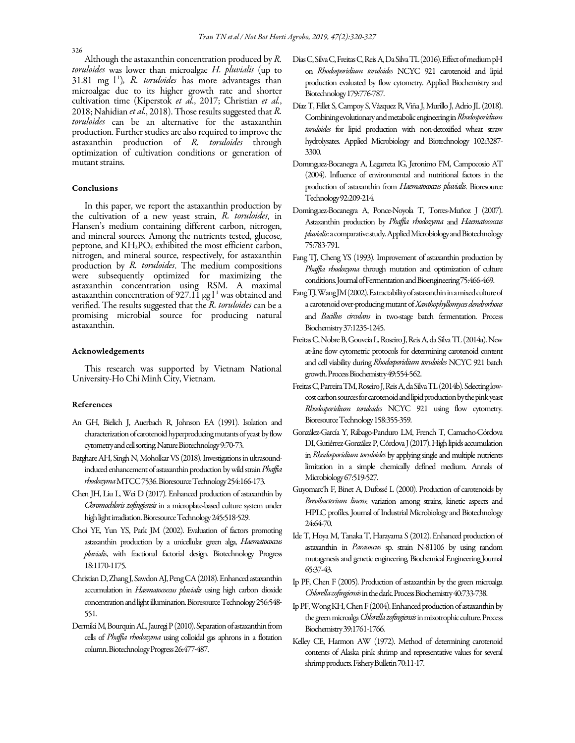Although the astaxanthin concentration produced by *R. toruloides* was lower than microalgae *H. pluvialis* (up to 31.81 mg $l^{-1}$), *R. toruloides* has more advantages than microalgae due to its higher growth rate and shorter cultivation time (Kiperstok *et al*., 2017; Christian *et al*., 2018; Nahidian *et al*., 2018). Those results suggested that *R. toruloides* can be an alternative for the astaxanthin production. Further studies are also required to improve the astaxanthin production of *R. toruloides* through optimization of cultivation conditions or generation of mutant strains.

## Conclusions

In this paper, we report the astaxanthin production by the cultivation of a new yeast strain, *R. toruloides*, in Hansen's medium containing different carbon, nitrogen, and mineral sources. Among the nutrients tested, glucose, peptone, and $KH_2PO_4$ exhibited the most efficient carbon, nitrogen, and mineral source, respectively, for astaxanthin production by *R. toruloides*. The medium compositions were subsequently optimized for maximizing the astaxanthin concentration using RSM. A maximal astaxanthin concentration of 927.11 μg $l^{-1}$ was obtained and verified. The results suggested that the *R. toruloides* can be a promising microbial source for producing natural astaxanthin.

## Acknowledgements

This research was supported by Vietnam National University-Ho Chi Minh City, Vietnam.

## References

An GH, Bielich J, Auerbach R, Johnson EA (1991). Isolation and characterization of carotenoid hyperproducing mutants of yeast by flow cytometry and cell sorting. Nature Biotechnology 9:70-73.

Batghare AH, Singh N, Moholkar VS (2018). Investigations in ultrasound-induced enhancement of astaxanthin production by wild strain *Phaffia rhodozyma* MTCC 7536. Bioresource Technology 254:166-173.

Chen JH, Liu L, Wei D (2017). Enhanced production of astaxanthin by *Chromochloris zofingiensis* in a microplate-based culture system under high light irradiation. Bioresource Technology 245:518-529.

Choi YE, Yun YS, Park JM (2002). Evaluation of factors promoting astaxanthin production by a unicellular green alga, *Haematococcus pluvialis*, with fractional factorial design. Biotechnology Progress 18:1170-1175.

Christian D, Zhang J, Sawdon AJ, Peng CA (2018). Enhanced astaxanthin accumulation in *Haematococcus pluvialis* using high carbon dioxide concentration and light illumination. Bioresource Technology 256:548-551.

Dermiki M, Bourquin AL, Jauregi P (2010). Separation of astaxanthin from cells of *Phaffia rhodozyma* using colloidal gas aphrons in a flotation column. Biotechnology Progress 26:477-487.

Dias C, Silva C, Freitas C, Reis A, Da Silva TL (2016). Effect of medium pH on *Rhodosporidium toruloides* NCYC 921 carotenoid and lipid production evaluated by flow cytometry. Applied Biochemistry and Biotechnology 179:776-787.

Díaz T, Fillet S, Campoy S, Vázquez R, Viña J, Murillo J, Adrio JL (2018). Combining evolutionary and metabolic engineering in *Rhodosporidium toruloides* for lipid production with non-detoxified wheat straw hydrolysates. Applied Microbiology and Biotechnology 102:3287-3300.

Domınguez-Bocanegra A, Legarreta IG, Jeronimo FM, Campocosio AT (2004). Influence of environmental and nutritional factors in the production of astaxanthin from *Haematococcus pluvialis*. Bioresource Technology 92:209-214.

Domínguez-Bocanegra A, Ponce-Noyola T, Torres-Muñoz J (2007). Astaxanthin production by *Phaffia rhodozyma* and *Haematococcus pluvialis*: a comparative study. Applied Microbiology and Biotechnology 75:783-791.

Fang TJ, Cheng YS (1993). Improvement of astaxanthin production by *Phaffia rhodozyma* through mutation and optimization of culture conditions. Journal of Fermentation and Bioengineering 75:466-469.

Fang TJ, Wang JM (2002). Extractability of astaxanthin in a mixed culture of a carotenoid over-producing mutant of *Xanthophyllomyces dendrorhous* and *Bacillus circulans* in two-stage batch fermentation. Process Biochemistry 37:1235-1245.

Freitas C, Nobre B, Gouveia L, Roseiro J, Reis A, da Silva TL (2014a). New at-line flow cytometric protocols for determining carotenoid content and cell viability during *Rhodosporidium toruloides* NCYC 921 batch growth. Process Biochemistry 49:554-562.

Freitas C, Parreira TM, Roseiro J, Reis A, da Silva TL (2014b). Selecting low-cost carbon sources for carotenoid and lipid production by the pink yeast *Rhodosporidium toruloides* NCYC 921 using flow cytometry. Bioresource Technology 158:355-359.

González-García Y, Rábago-Panduro LM, French T, Camacho-Córdova DI, Gutiérrez-González P, Córdova J (2017). High lipids accumulation in *Rhodosporidium toruloides* by applying single and multiple nutrients limitation in a simple chemically defined medium. Annals of Microbiology 67:519-527.

Guyomarc'h F, Binet A, Dufossé L (2000). Production of carotenoids by *Brevibacterium linens*: variation among strains, kinetic aspects and HPLC profiles. Journal of Industrial Microbiology and Biotechnology 24:64-70.

Ide T, Hoya M, Tanaka T, Harayama S (2012). Enhanced production of astaxanthin in *Paracoccus* sp. strain N-81106 by using random mutagenesis and genetic engineering. Biochemical Engineering Journal 65:37-43.

Ip PF, Chen F (2005). Production of astaxanthin by the green microalga *Chlorella zofingiensis* in the dark. Process Biochemistry 40:733-738.

Ip PF, Wong KH, Chen F (2004). Enhanced production of astaxanthin by the green microalga *Chlorella zofingiensis* in mixotrophic culture. Process Biochemistry 39:1761-1766.

Kelley CE, Harmon AW (1972). Method of determining carotenoid contents of Alaska pink shrimp and representative values for several shrimp products. Fishery Bulletin 70:11-17.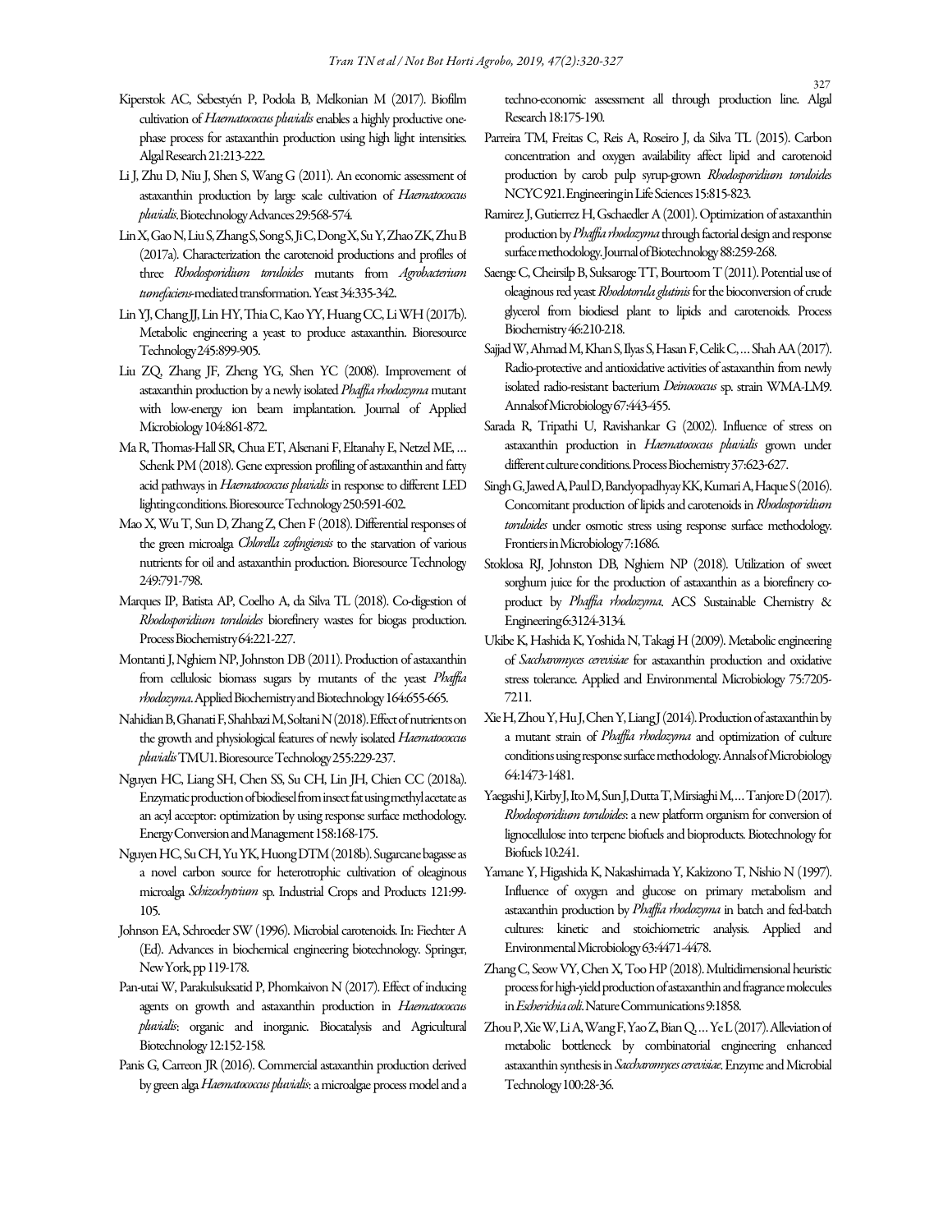Kiperstok AC, Sebestyén P, Podola B, Melkonian M (2017). Biofilm cultivation of *Haematococcus pluvialis* enables a highly productive one-phase process for astaxanthin production using high light intensities. Algal Research 21:213-222.

Li J, Zhu D, Niu J, Shen S, Wang G (2011). An economic assessment of astaxanthin production by large scale cultivation of *Haematococcus pluvialis*. Biotechnology Advances 29:568-574.

Lin X, Gao N, Liu S, Zhang S, Song S, Ji C, Dong X, Su Y, Zhao ZK, Zhu B (2017a). Characterization the carotenoid productions and profiles of three *Rhodosporidium toruloides* mutants from *Agrobacterium tumefaciens*-mediated transformation. Yeast 34:335-342.

Lin YJ, Chang JJ, Lin HY, Thia C, Kao YY, Huang CC, Li WH (2017b). Metabolic engineering a yeast to produce astaxanthin. Bioresource Technology 245:899-905.

Liu ZQ, Zhang JF, Zheng YG, Shen YC (2008). Improvement of astaxanthin production by a newly isolated *Phaffia rhodozyma* mutant with low-energy ion beam implantation. Journal of Applied Microbiology 104:861-872.

Ma R, Thomas-Hall SR, Chua ET, Alsenani F, Eltanahy E, Netzel ME, … Schenk PM (2018). Gene expression profiling of astaxanthin and fatty acid pathways in *Haematococcus pluvialis* in response to different LED lighting conditions. Bioresource Technology 250:591-602.

Mao X, Wu T, Sun D, Zhang Z, Chen F (2018). Differential responses of the green microalga *Chlorella zofingiensis* to the starvation of various nutrients for oil and astaxanthin production. Bioresource Technology 249:791-798.

Marques IP, Batista AP, Coelho A, da Silva TL (2018). Co-digestion of *Rhodosporidium toruloides* biorefinery wastes for biogas production. Process Biochemistry 64:221-227.

Montanti J, Nghiem NP, Johnston DB (2011). Production of astaxanthin from cellulosic biomass sugars by mutants of the yeast *Phaffia rhodozyma*. Applied Biochemistry and Biotechnology 164:655-665.

Nahidian B, Ghanati F, Shahbazi M, Soltani N (2018). Effect of nutrients on the growth and physiological features of newly isolated *Haematococcus pluvialis* TMU1. Bioresource Technology 255:229-237.

Nguyen HC, Liang SH, Chen SS, Su CH, Lin JH, Chien CC (2018a). Enzymatic production of biodiesel from insect fat using methyl acetate as an acyl acceptor: optimization by using response surface methodology. Energy Conversion and Management 158:168-175.

Nguyen HC, Su CH, Yu YK, Huong DTM (2018b). Sugarcane bagasse as a novel carbon source for heterotrophic cultivation of oleaginous microalga *Schizochytrium* sp. Industrial Crops and Products 121:99-105.

Johnson EA, Schroeder SW (1996). Microbial carotenoids. In: Fiechter A (Ed). Advances in biochemical engineering biotechnology. Springer, New York, pp 119-178.

Pan-utai W, Parakulsuksatid P, Phomkaivon N (2017). Effect of inducing agents on growth and astaxanthin production in *Haematococcus pluvialis*: organic and inorganic. Biocatalysis and Agricultural Biotechnology 12:152-158.

Panis G, Carreon JR (2016). Commercial astaxanthin production derived by green alga *Haematococcus pluvialis*: a microalgae process model and a techno-economic assessment all through production line. Algal Research 18:175-190.

Parreira TM, Freitas C, Reis A, Roseiro J, da Silva TL (2015). Carbon concentration and oxygen availability affect lipid and carotenoid production by carob pulp syrup-grown *Rhodosporidium toruloides* NCYC 921. Engineering in Life Sciences 15:815-823.

Ramirez J, Gutierrez H, Gschaedler A (2001). Optimization of astaxanthin production by *Phaffia rhodozyma* through factorial design and response surface methodology. Journal of Biotechnology 88:259-268.

Saenge C, Cheirsilp B, Suksaroge TT, Bourtoom T (2011). Potential use of oleaginous red yeast *Rhodotorula glutinis* for the bioconversion of crude glycerol from biodiesel plant to lipids and carotenoids. Process Biochemistry 46:210-218.

Sajjad W, Ahmad M, Khan S, Ilyas S, Hasan F, Celik C, … Shah AA (2017). Radio-protective and antioxidative activities of astaxanthin from newly isolated radio-resistant bacterium *Deinococcus* sp. strain WMA-LM9. Annals of Microbiology 67:443-455.

Sarada R, Tripathi U, Ravishankar G (2002). Influence of stress on astaxanthin production in *Haematococcus pluvialis* grown under different culture conditions. Process Biochemistry 37:623-627.

Singh G, Jawed A, Paul D, Bandyopadhyay KK, Kumari A, Haque S (2016). Concomitant production of lipids and carotenoids in *Rhodosporidium toruloides* under osmotic stress using response surface methodology. Frontiers in Microbiology 7:1686.

Stoklosa RJ, Johnston DB, Nghiem NP (2018). Utilization of sweet sorghum juice for the production of astaxanthin as a biorefinery co-product by *Phaffia rhodozyma*. ACS Sustainable Chemistry & Engineering 6:3124-3134.

Ukibe K, Hashida K, Yoshida N, Takagi H (2009). Metabolic engineering of *Saccharomyces cerevisiae* for astaxanthin production and oxidative stress tolerance. Applied and Environmental Microbiology 75:7205-7211.

Xie H, Zhou Y, Hu J, Chen Y, Liang J (2014). Production of astaxanthin by a mutant strain of *Phaffia rhodozyma* and optimization of culture conditions using response surface methodology. Annals of Microbiology 64:1473-1481.

Yaegashi J, Kirby J, Ito M, Sun J, Dutta T, Mirsiaghi M, … Tanjore D (2017). *Rhodosporidium toruloides*: a new platform organism for conversion of lignocellulose into terpene biofuels and bioproducts. Biotechnology for Biofuels 10:241.

Yamane Y, Higashida K, Nakashimada Y, Kakizono T, Nishio N (1997). Influence of oxygen and glucose on primary metabolism and astaxanthin production by *Phaffia rhodozyma* in batch and fed-batch cultures: kinetic and stoichiometric analysis. Applied and Environmental Microbiology 63:4471-4478.

Zhang C, Seow VY, Chen X, Too HP (2018). Multidimensional heuristic process for high-yield production of astaxanthin and fragrance molecules in *Escherichia coli*. Nature Communications 9:1858.

Zhou P, Xie W, Li A, Wang F, Yao Z, Bian Q, … Ye L (2017). Alleviation of metabolic bottleneck by combinatorial engineering enhanced astaxanthin synthesis in *Saccharomyces cerevisiae*. Enzyme and Microbial Technology 100:28-36.